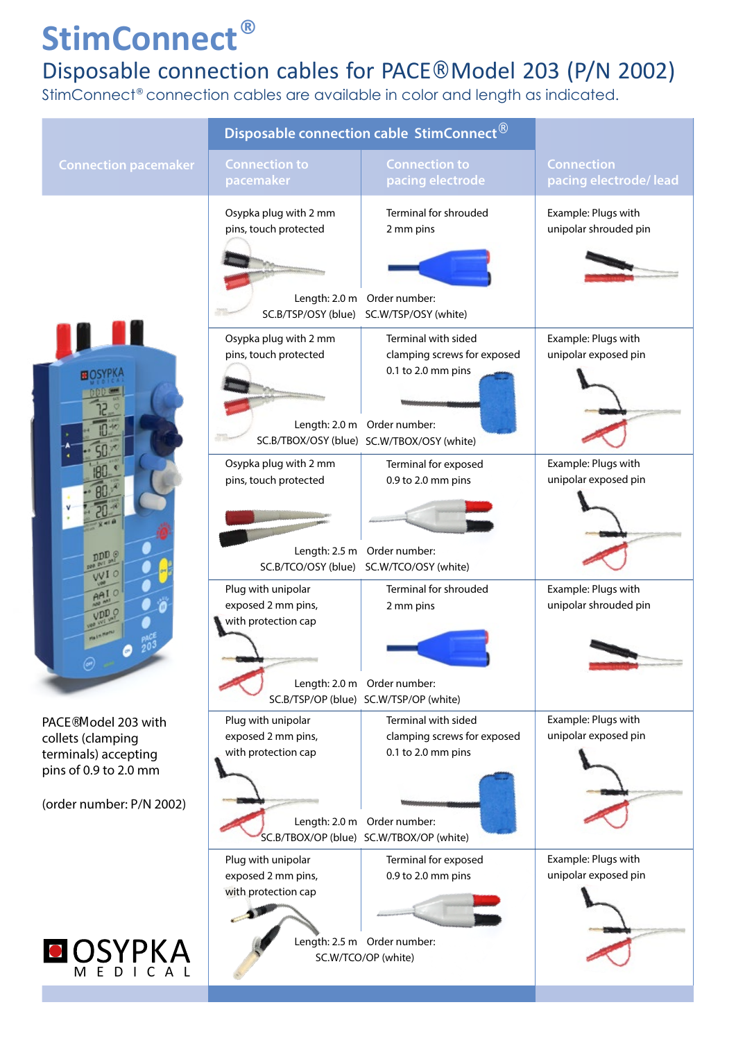# StimConnect®

## Disposable connection cables for PACE®Model 203 (P/N 2002)

StimConnect® connection cables are available in color and length as indicated.

| Connection pacemaker | Disposable connection cable StimConnect® | | Connection pacing electrode/ lead |
|---|---|---|---|
| | Connection to pacemaker | Connection to pacing electrode | |
| PACE®Model 203 with collets (clamping terminals) accepting pins of 0.9 to 2.0 mm<br><br>(order number: P/N 2002) | Osypka plug with 2 mm pins, touch protected<br>Length: 2.0 m<br>SC.B/TSP/OSY (blue) | Terminal for shrouded 2 mm pins<br>Order number:<br>SC.W/TSP/OSY (white) | Example: Plugs with unipolar shrouded pin |
| | Osypka plug with 2 mm pins, touch protected<br>Length: 2.0 m<br>SC.B/TBOX/OSY (blue) | Terminal with sided clamping screws for exposed 0.1 to 2.0 mm pins<br>Order number:<br>SC.W/TBOX/OSY (white) | Example: Plugs with unipolar exposed pin |
| | Osypka plug with 2 mm pins, touch protected<br>Length: 2.5 m<br>SC.B/TCO/OSY (blue) | Terminal for exposed 0.9 to 2.0 mm pins<br>Order number:<br>SC.W/TCO/OSY (white) | Example: Plugs with unipolar exposed pin |
| | Plug with unipolar exposed 2 mm pins, with protection cap<br>Length: 2.0 m<br>SC.B/TSP/OP (blue) | Terminal for shrouded 2 mm pins<br>Order number:<br>SC.W/TSP/OP (white) | Example: Plugs with unipolar shrouded pin |
| | Plug with unipolar exposed 2 mm pins, with protection cap<br>Length: 2.0 m<br>SC.B/TBOX/OP (blue) | Terminal with sided clamping screws for exposed 0.1 to 2.0 mm pins<br>Order number:<br>SC.W/TBOX/OP (white) | Example: Plugs with unipolar exposed pin |
| | Plug with unipolar exposed 2 mm pins, with protection cap<br>Length: 2.5 m | Terminal for exposed 0.9 to 2.0 mm pins<br>Order number:<br>SC.W/TCO/OP (white) | Example: Plugs with unipolar exposed pin |

OSYPKA MEDICAL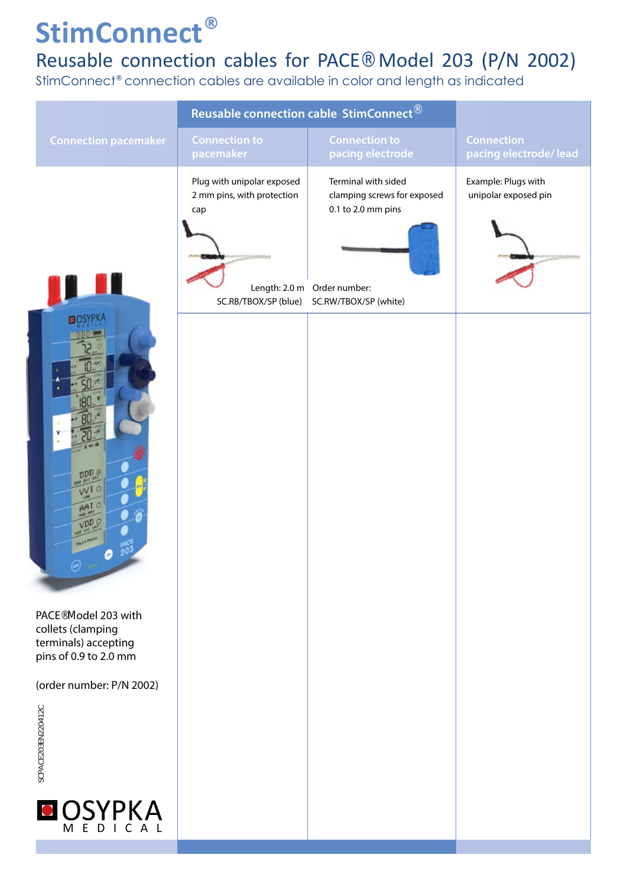# StimConnect®

## Reusable connection cables for PACE® Model 203 (P/N 2002)

StimConnect® connection cables are available in color and length as indicated

| Connection pacemaker | Reusable connection cable StimConnect® | | Connection pacing electrode/ lead |
|---|---|---|---|
| | Connection to pacemaker | Connection to pacing electrode | |
| PACE®Model 203 with collets (clamping terminals) accepting pins of 0.9 to 2.0 mm<br><br>(order number: P/N 2002) | Plug with unipolar exposed 2 mm pins, with protection cap | Terminal with sided clamping screws for exposed 0.1 to 2.0 mm pins | Example: Plugs with unipolar exposed pin |
| | Length: 2.0 m<br>SC.RB/TBOX/SP (blue) | Order number:<br>SC.RW/TBOX/SP (white) | |

SCPACE203EN220412C

OSYPKA MEDICAL